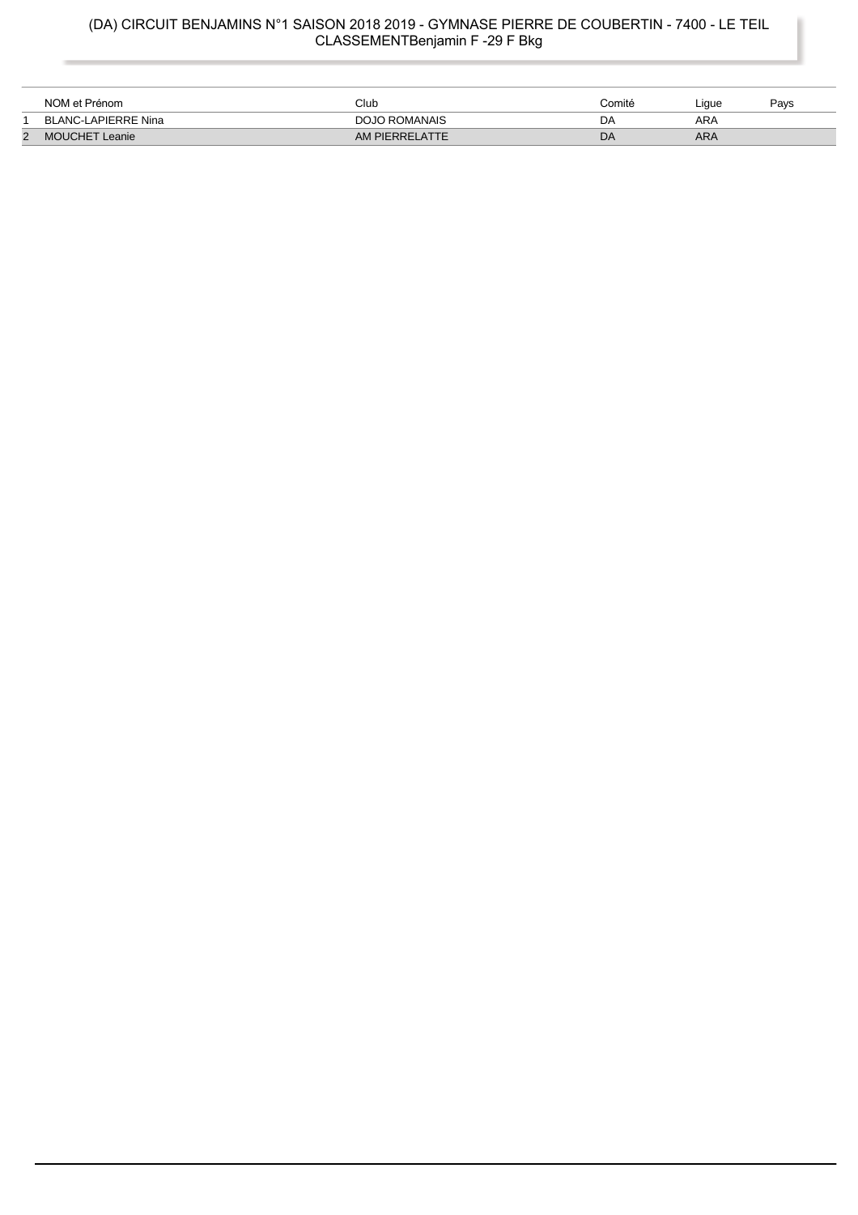# (DA) CIRCUIT BENJAMINS N°1 SAISON 2018 2019 - GYMNASE PIERRE DE COUBERTIN - 7400 - LE TEIL
## CLASSEMENTBenjamin F -29 F Bkg

| | NOM et Prénom | Club | Comité | Ligue | Pays |
|---|---|---|---|---|---|
| 1 | BLANC-LAPIERRE Nina | DOJO ROMANAIS | DA | ARA | |
| 2 | MOUCHET Leanie | AM PIERRELATTE | DA | ARA | |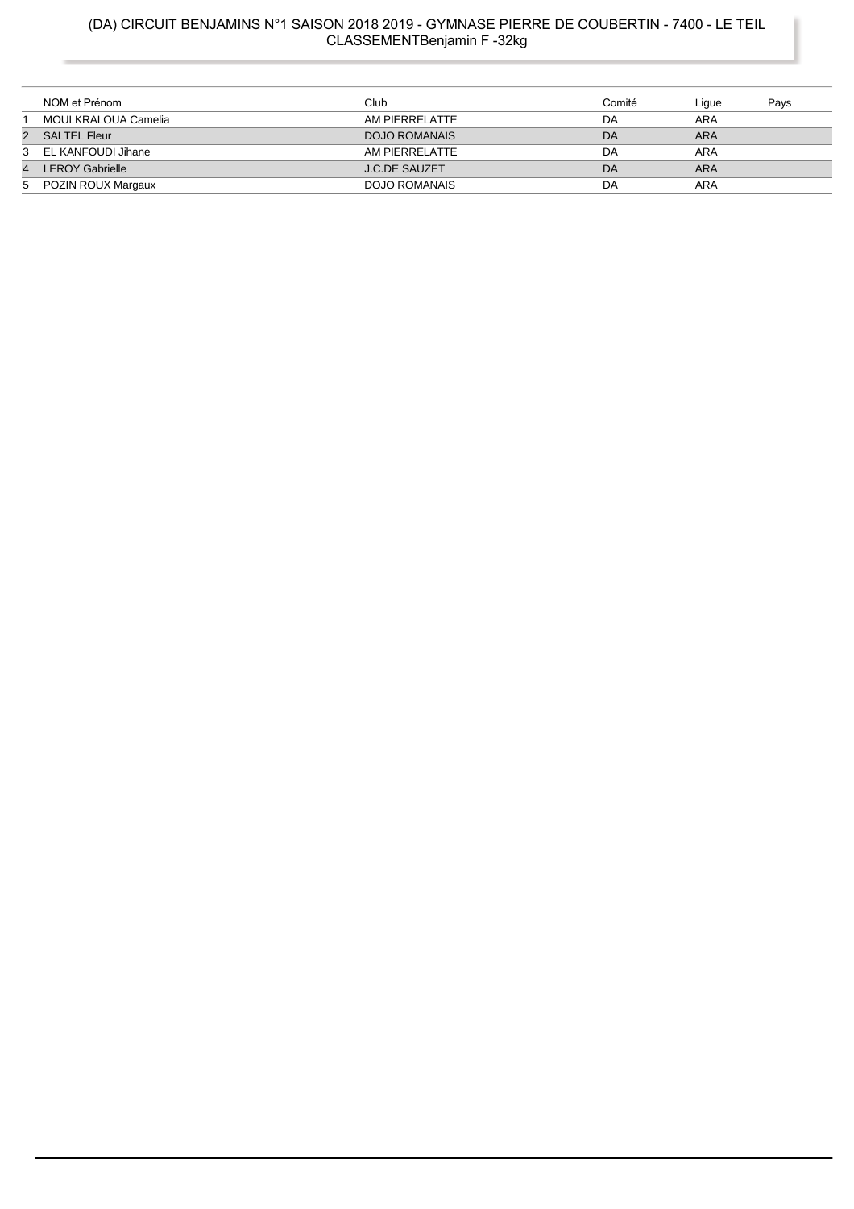# (DA) CIRCUIT BENJAMINS N°1 SAISON 2018 2019 - GYMNASE PIERRE DE COUBERTIN - 7400 - LE TEIL
## CLASSEMENTBenjamin F -32kg

| | NOM et Prénom | Club | Comité | Ligue | Pays |
|---|---|---|---|---|---|
| 1 | MOULKRALOUA Camelia | AM PIERRELATTE | DA | ARA | |
| 2 | SALTEL Fleur | DOJO ROMANAIS | DA | ARA | |
| 3 | EL KANFOUDI Jihane | AM PIERRELATTE | DA | ARA | |
| 4 | LEROY Gabrielle | J.C.DE SAUZET | DA | ARA | |
| 5 | POZIN ROUX Margaux | DOJO ROMANAIS | DA | ARA | |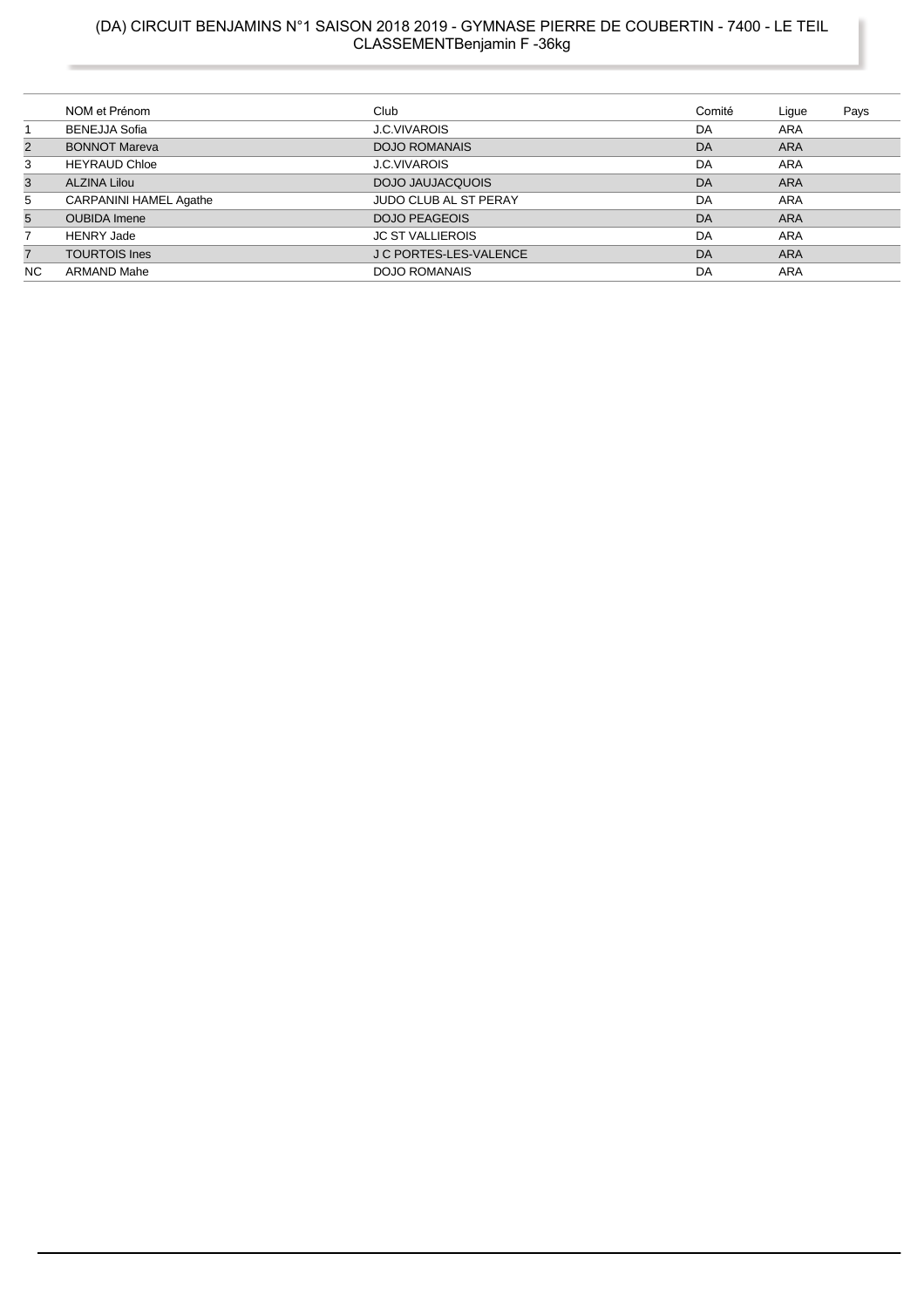# (DA) CIRCUIT BENJAMINS N°1 SAISON 2018 2019 - GYMNASE PIERRE DE COUBERTIN - 7400 - LE TEIL
## CLASSEMENTBenjamin F -36kg

| | NOM et Prénom | Club | Comité | Ligue | Pays |
|---|---|---|---|---|---|
| 1 | BENEJJA Sofia | J.C.VIVAROIS | DA | ARA | |
| 2 | BONNOT Mareva | DOJO ROMANAIS | DA | ARA | |
| 3 | HEYRAUD Chloe | J.C.VIVAROIS | DA | ARA | |
| 3 | ALZINA Lilou | DOJO JAUJACQUOIS | DA | ARA | |
| 5 | CARPANINI HAMEL Agathe | JUDO CLUB AL ST PERAY | DA | ARA | |
| 5 | OUBIDA Imene | DOJO PEAGEOIS | DA | ARA | |
| 7 | HENRY Jade | JC ST VALLIEROIS | DA | ARA | |
| 7 | TOURTOIS Ines | J C PORTES-LES-VALENCE | DA | ARA | |
| NC | ARMAND Mahe | DOJO ROMANAIS | DA | ARA | |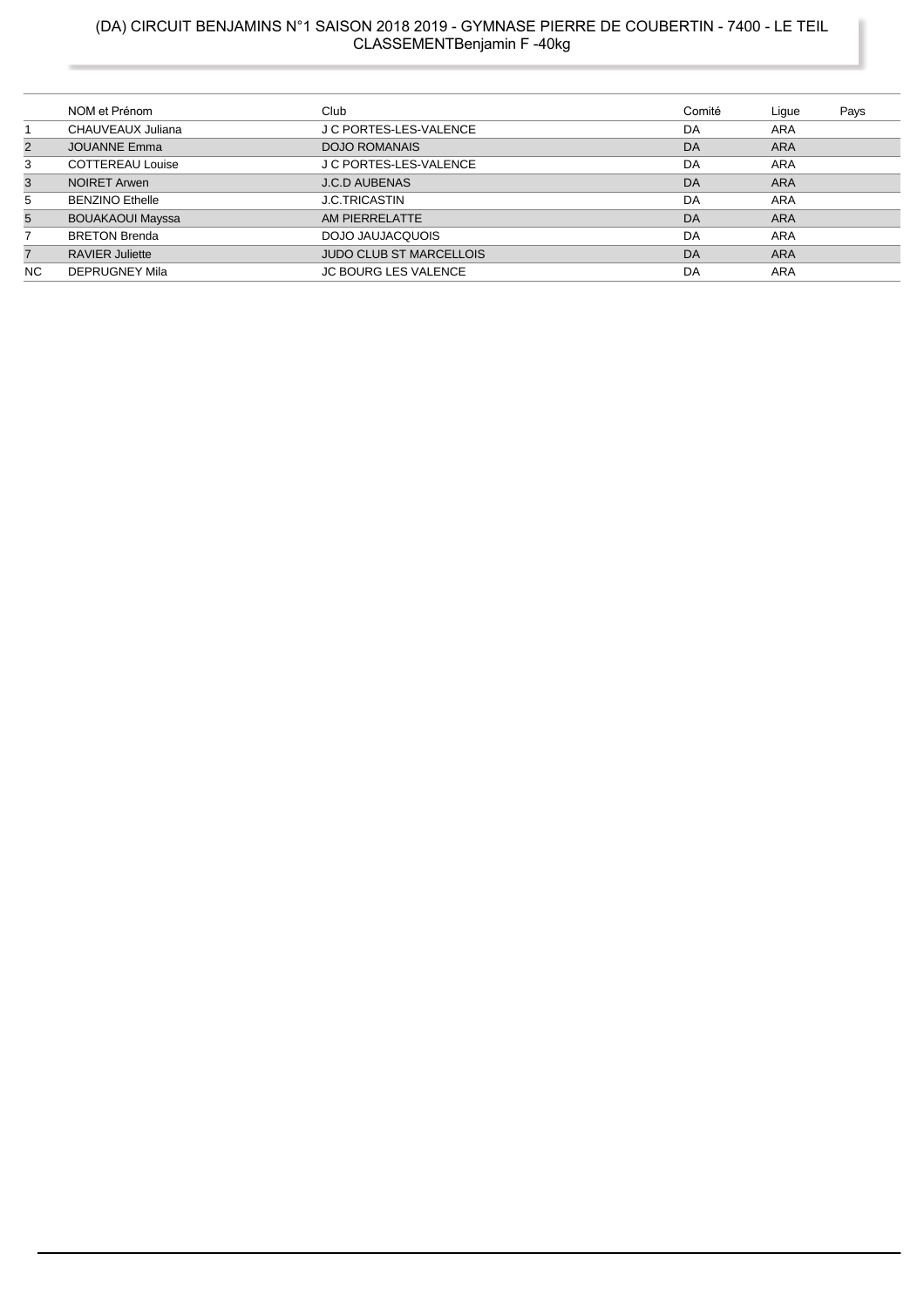# (DA) CIRCUIT BENJAMINS N°1 SAISON 2018 2019 - GYMNASE PIERRE DE COUBERTIN - 7400 - LE TEIL
## CLASSEMENTBenjamin F -40kg

| | NOM et Prénom | Club | Comité | Ligue | Pays |
|---|---|---|---|---|---|
| 1 | CHAUVEAUX Juliana | J C PORTES-LES-VALENCE | DA | ARA | |
| 2 | JOUANNE Emma | DOJO ROMANAIS | DA | ARA | |
| 3 | COTTEREAU Louise | J C PORTES-LES-VALENCE | DA | ARA | |
| 3 | NOIRET Arwen | J.C.D AUBENAS | DA | ARA | |
| 5 | BENZINO Ethelle | J.C.TRICASTIN | DA | ARA | |
| 5 | BOUAKAOUI Mayssa | AM PIERRELATTE | DA | ARA | |
| 7 | BRETON Brenda | DOJO JAUJACQUOIS | DA | ARA | |
| 7 | RAVIER Juliette | JUDO CLUB ST MARCELLOIS | DA | ARA | |
| NC | DEPRUGNEY Mila | JC BOURG LES VALENCE | DA | ARA | |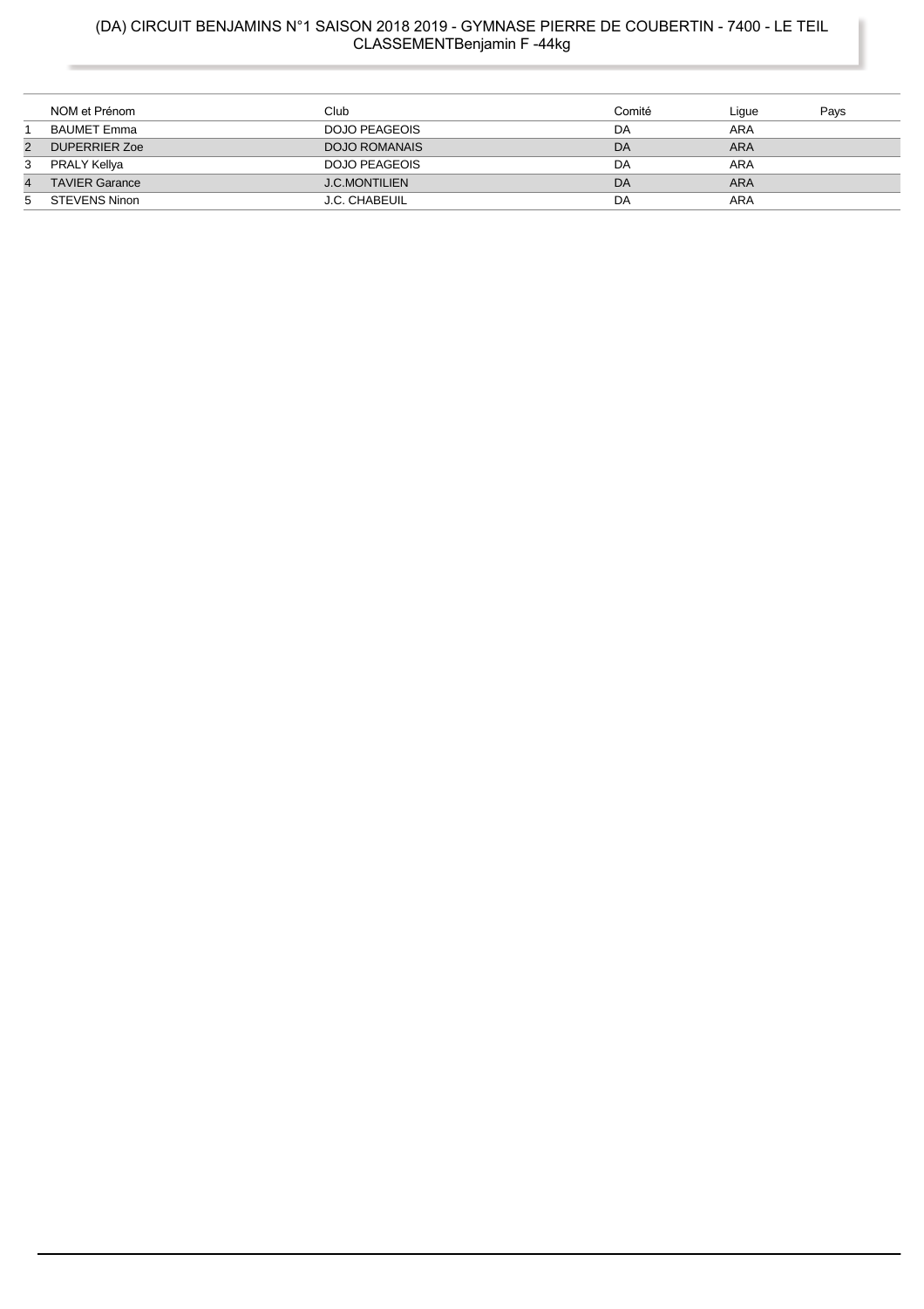# (DA) CIRCUIT BENJAMINS N°1 SAISON 2018 2019 - GYMNASE PIERRE DE COUBERTIN - 7400 - LE TEIL
## CLASSEMENTBenjamin F -44kg

| | NOM et Prénom | Club | Comité | Ligue | Pays |
|---|---|---|---|---|---|
| 1 | BAUMET Emma | DOJO PEAGEOIS | DA | ARA | |
| 2 | DUPERRIER Zoe | DOJO ROMANAIS | DA | ARA | |
| 3 | PRALY Kellya | DOJO PEAGEOIS | DA | ARA | |
| 4 | TAVIER Garance | J.C.MONTILIEN | DA | ARA | |
| 5 | STEVENS Ninon | J.C. CHABEUIL | DA | ARA | |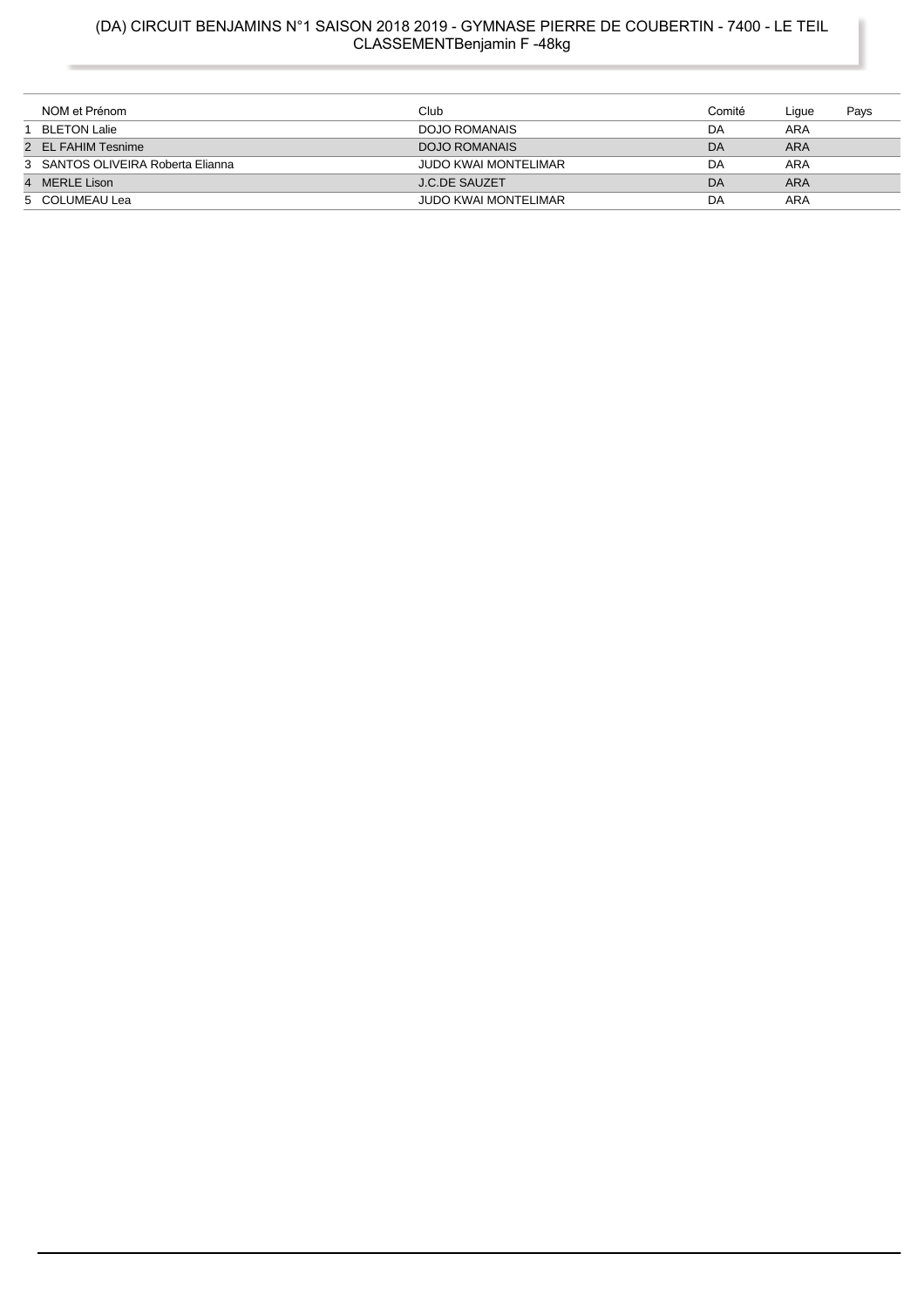# (DA) CIRCUIT BENJAMINS N°1 SAISON 2018 2019 - GYMNASE PIERRE DE COUBERTIN - 7400 - LE TEIL
## CLASSEMENTBenjamin F -48kg

| | NOM et Prénom | Club | Comité | Ligue | Pays |
|---|---|---|---|---|---|
| 1 | BLETON Lalie | DOJO ROMANAIS | DA | ARA | |
| 2 | EL FAHIM Tesnime | DOJO ROMANAIS | DA | ARA | |
| 3 | SANTOS OLIVEIRA Roberta Elianna | JUDO KWAI MONTELIMAR | DA | ARA | |
| 4 | MERLE Lison | J.C.DE SAUZET | DA | ARA | |
| 5 | COLUMEAU Lea | JUDO KWAI MONTELIMAR | DA | ARA | |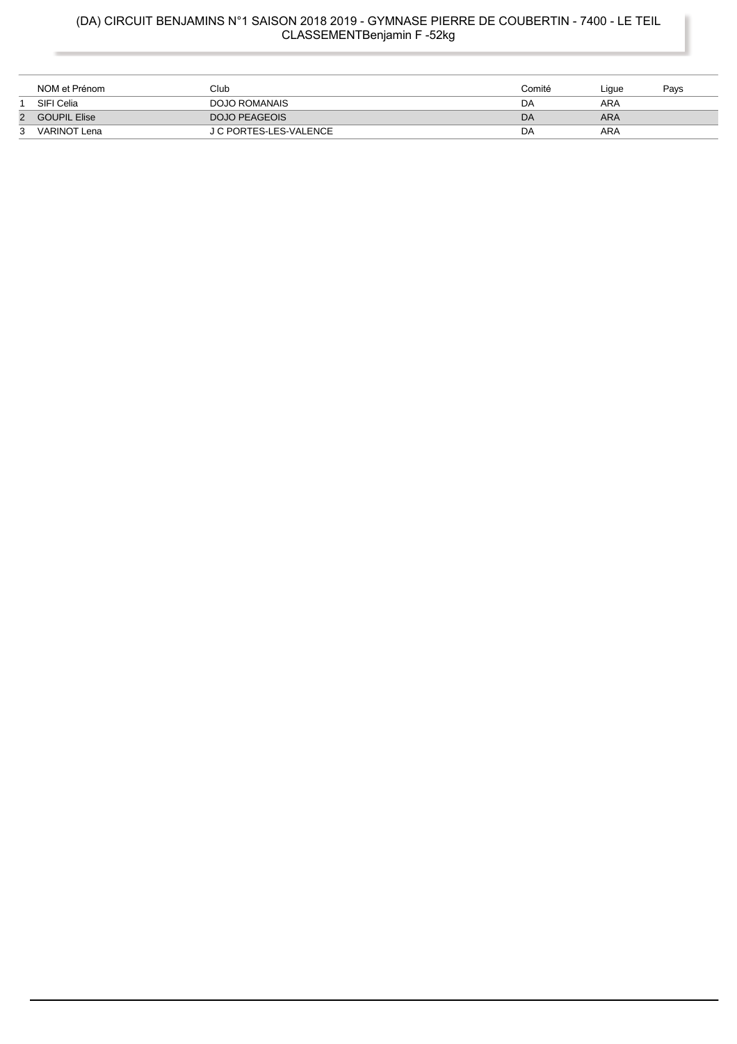# (DA) CIRCUIT BENJAMINS N°1 SAISON 2018 2019 - GYMNASE PIERRE DE COUBERTIN - 7400 - LE TEIL
## CLASSEMENTBenjamin F -52kg

| | NOM et Prénom | Club | Comité | Ligue | Pays |
|---|---|---|---|---|---|
| 1 | SIFI Celia | DOJO ROMANAIS | DA | ARA | |
| 2 | GOUPIL Elise | DOJO PEAGEOIS | DA | ARA | |
| 3 | VARINOT Lena | J C PORTES-LES-VALENCE | DA | ARA | |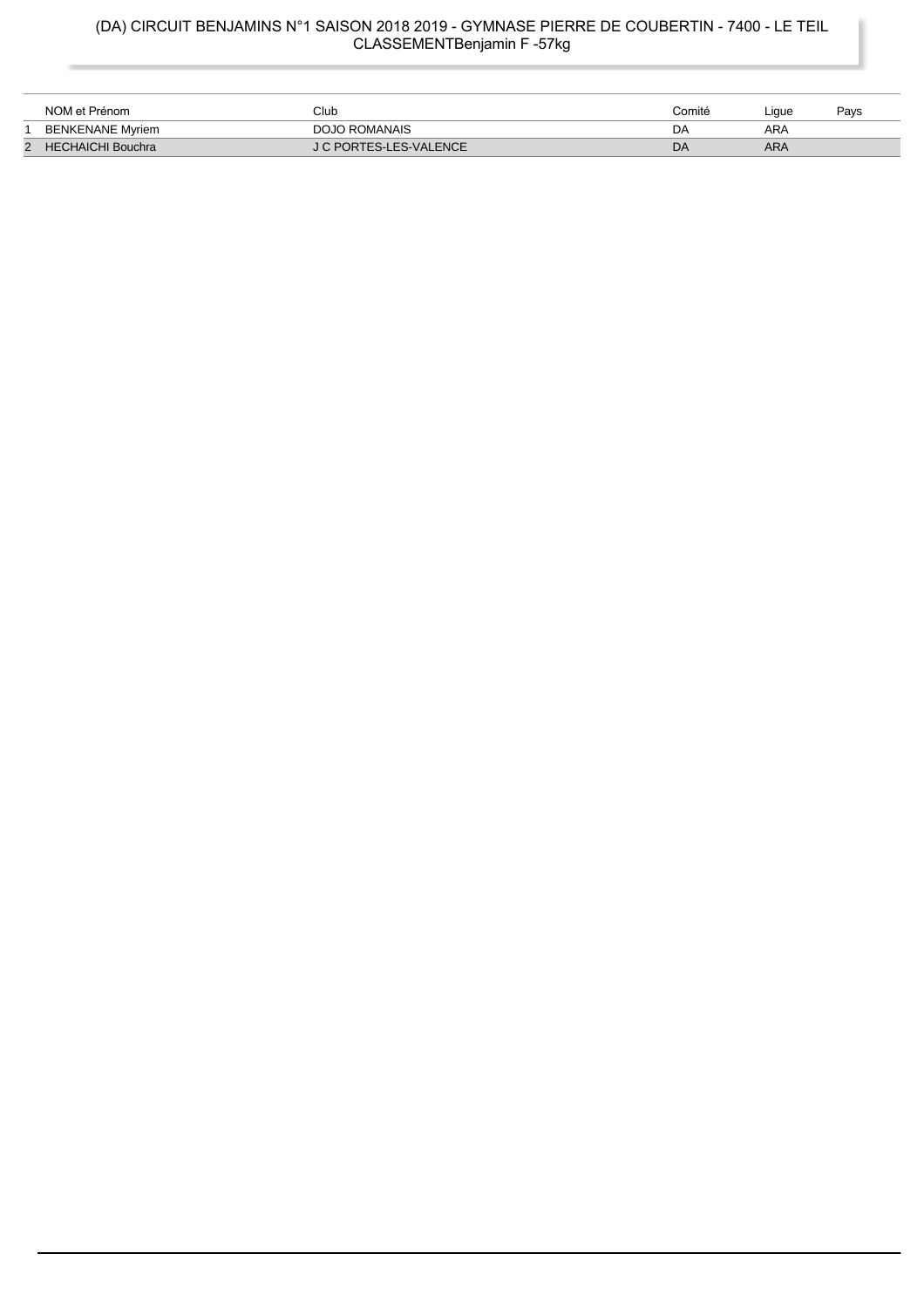# (DA) CIRCUIT BENJAMINS N°1 SAISON 2018 2019 - GYMNASE PIERRE DE COUBERTIN - 7400 - LE TEIL
## CLASSEMENTBenjamin F -57kg

| | NOM et Prénom | Club | Comité | Ligue | Pays |
|---|---|---|---|---|---|
| 1 | BENKENANE Myriem | DOJO ROMANAIS | DA | ARA | |
| 2 | HECHAICHI Bouchra | J C PORTES-LES-VALENCE | DA | ARA | |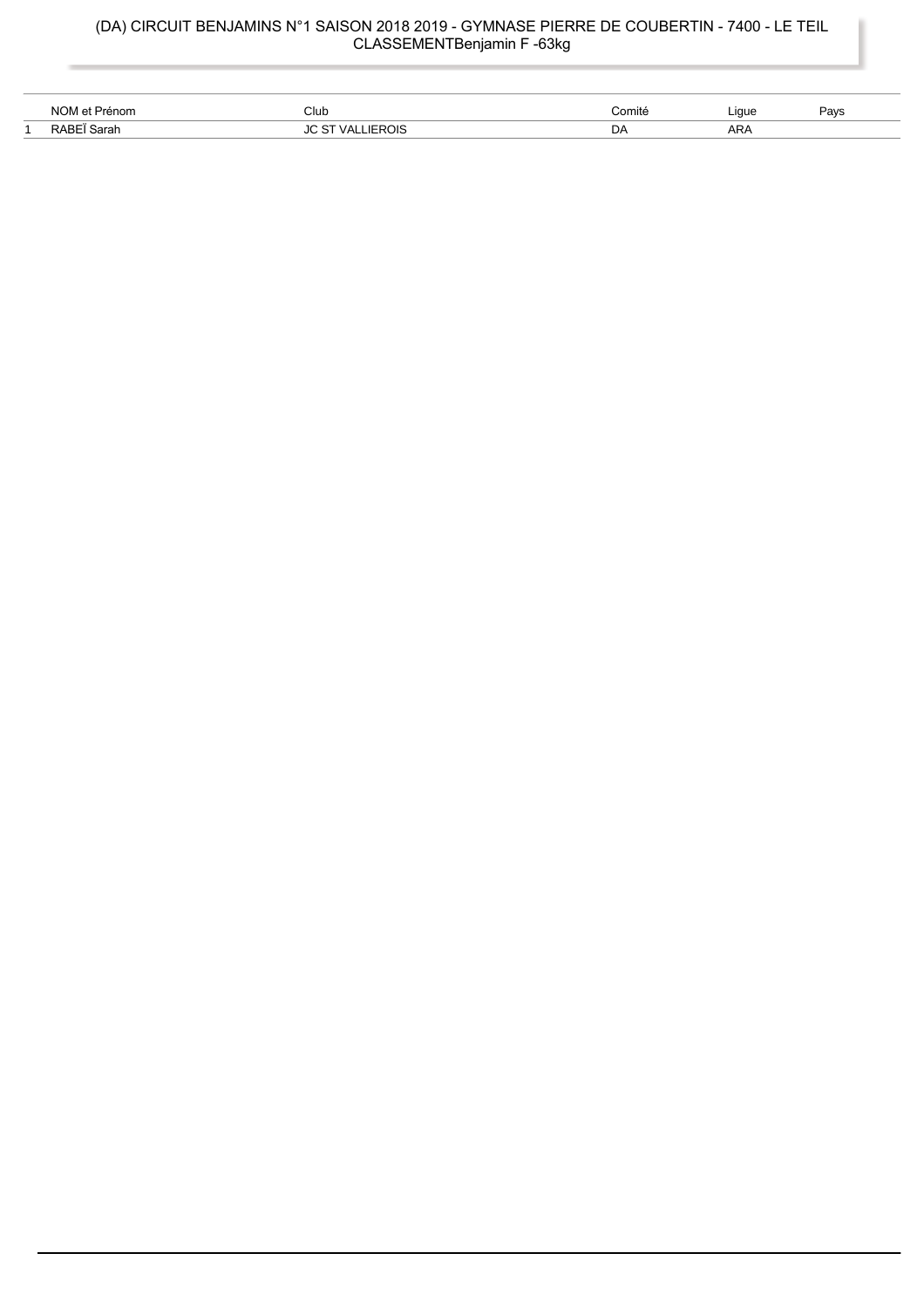# (DA) CIRCUIT BENJAMINS N°1 SAISON 2018 2019 - GYMNASE PIERRE DE COUBERTIN - 7400 - LE TEIL
## CLASSEMENTBenjamin F -63kg

| | NOM et Prénom | Club | Comité | Ligue | Pays |
|---|---|---|---|---|---|
| 1 | RABEÏ Sarah | JC ST VALLIEROIS | DA | ARA | |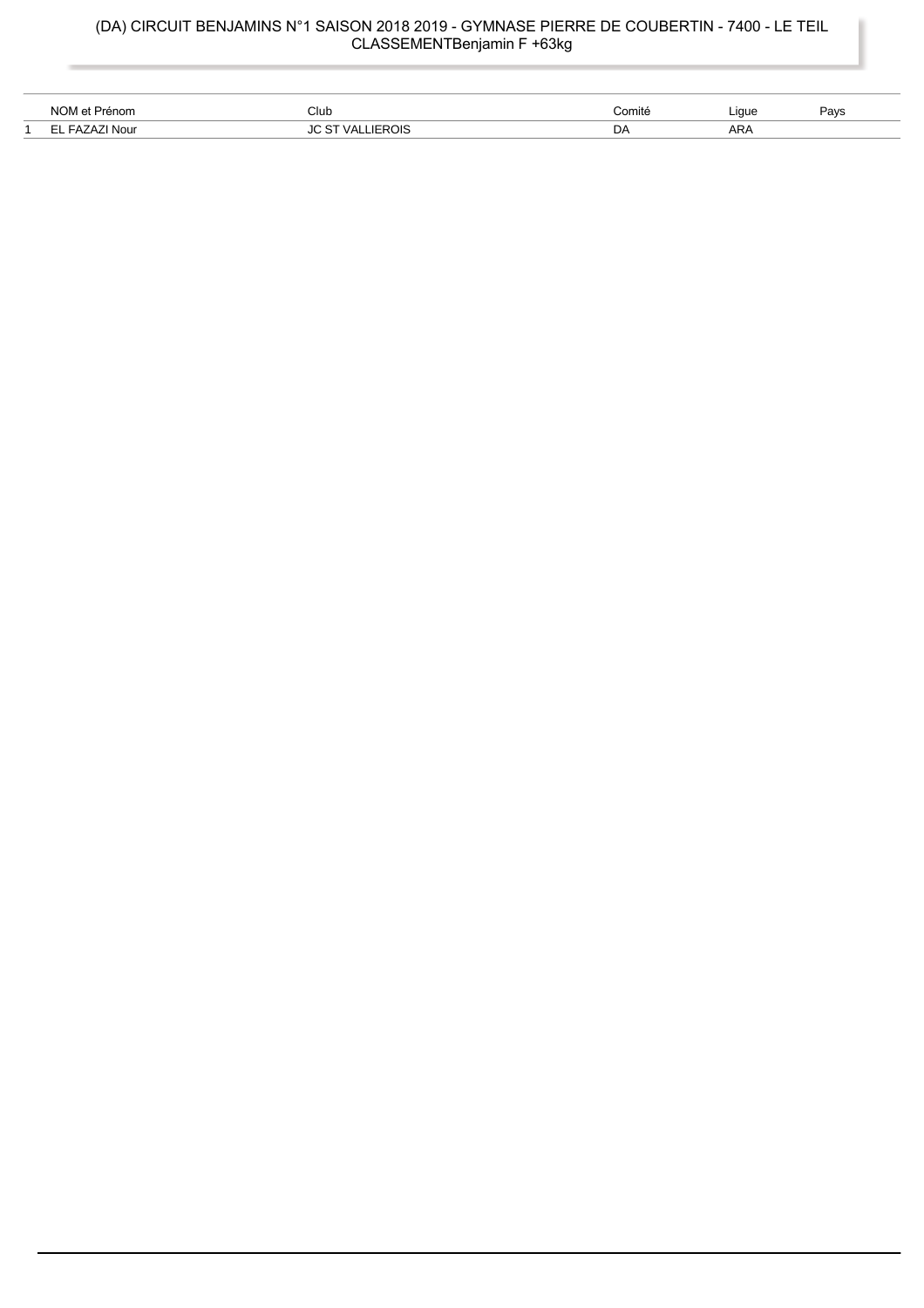(DA) CIRCUIT BENJAMINS N°1 SAISON 2018 2019 - GYMNASE PIERRE DE COUBERTIN - 7400 - LE TEIL
CLASSEMENTBenjamin F +63kg

| | NOM et Prénom | Club | Comité | Ligue | Pays |
|---|---|---|---|---|---|
| 1 | EL FAZAZI Nour | JC ST VALLIEROIS | DA | ARA | |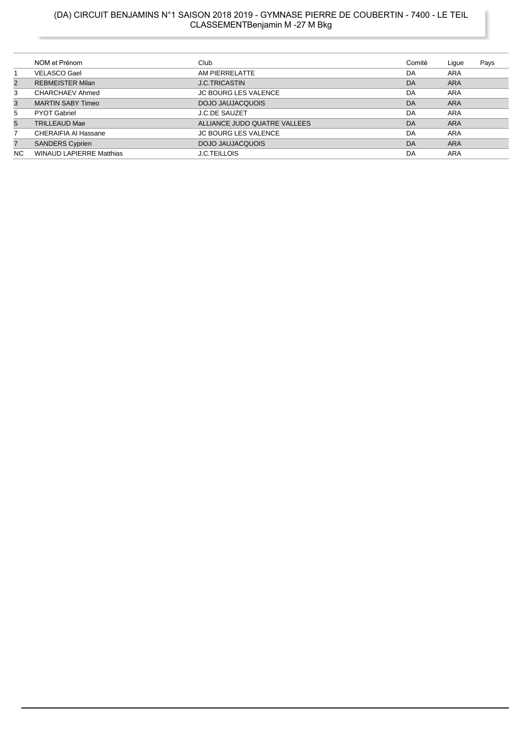# (DA) CIRCUIT BENJAMINS N°1 SAISON 2018 2019 - GYMNASE PIERRE DE COUBERTIN - 7400 - LE TEIL
## CLASSEMENTBenjamin M -27 M Bkg

| | NOM et Prénom | Club | Comité | Ligue | Pays |
|---|---|---|---|---|---|
| 1 | VELASCO Gael | AM PIERRELATTE | DA | ARA | |
| 2 | REBMEISTER Milan | J.C.TRICASTIN | DA | ARA | |
| 3 | CHARCHAEV Ahmed | JC BOURG LES VALENCE | DA | ARA | |
| 3 | MARTIN SABY Timeo | DOJO JAUJACQUOIS | DA | ARA | |
| 5 | PYOT Gabriel | J.C.DE SAUZET | DA | ARA | |
| 5 | TRILLEAUD Mae | ALLIANCE JUDO QUATRE VALLEES | DA | ARA | |
| 7 | CHERAIFIA Al Hassane | JC BOURG LES VALENCE | DA | ARA | |
| 7 | SANDERS Cyprien | DOJO JAUJACQUOIS | DA | ARA | |
| NC | WINAUD LAPIERRE Matthias | J.C.TEILLOIS | DA | ARA | |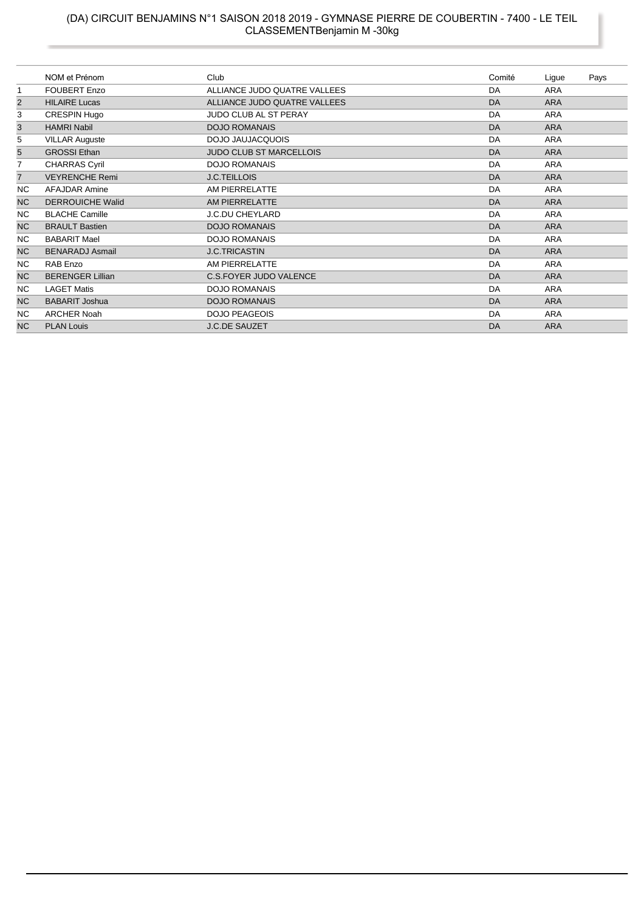# (DA) CIRCUIT BENJAMINS N°1 SAISON 2018 2019 - GYMNASE PIERRE DE COUBERTIN - 7400 - LE TEIL
## CLASSEMENTBenjamin M -30kg

| | NOM et Prénom | Club | Comité | Ligue | Pays |
|---|---|---|---|---|---|
| 1 | FOUBERT Enzo | ALLIANCE JUDO QUATRE VALLEES | DA | ARA | |
| 2 | HILAIRE Lucas | ALLIANCE JUDO QUATRE VALLEES | DA | ARA | |
| 3 | CRESPIN Hugo | JUDO CLUB AL ST PERAY | DA | ARA | |
| 3 | HAMRI Nabil | DOJO ROMANAIS | DA | ARA | |
| 5 | VILLAR Auguste | DOJO JAUJACQUOIS | DA | ARA | |
| 5 | GROSSI Ethan | JUDO CLUB ST MARCELLOIS | DA | ARA | |
| 7 | CHARRAS Cyril | DOJO ROMANAIS | DA | ARA | |
| 7 | VEYRENCHE Remi | J.C.TEILLOIS | DA | ARA | |
| NC | AFAJDAR Amine | AM PIERRELATTE | DA | ARA | |
| NC | DERROUICHE Walid | AM PIERRELATTE | DA | ARA | |
| NC | BLACHE Camille | J.C.DU CHEYLARD | DA | ARA | |
| NC | BRAULT Bastien | DOJO ROMANAIS | DA | ARA | |
| NC | BABARIT Mael | DOJO ROMANAIS | DA | ARA | |
| NC | BENARADJ Asmail | J.C.TRICASTIN | DA | ARA | |
| NC | RAB Enzo | AM PIERRELATTE | DA | ARA | |
| NC | BERENGER Lillian | C.S.FOYER JUDO VALENCE | DA | ARA | |
| NC | LAGET Matis | DOJO ROMANAIS | DA | ARA | |
| NC | BABARIT Joshua | DOJO ROMANAIS | DA | ARA | |
| NC | ARCHER Noah | DOJO PEAGEOIS | DA | ARA | |
| NC | PLAN Louis | J.C.DE SAUZET | DA | ARA | |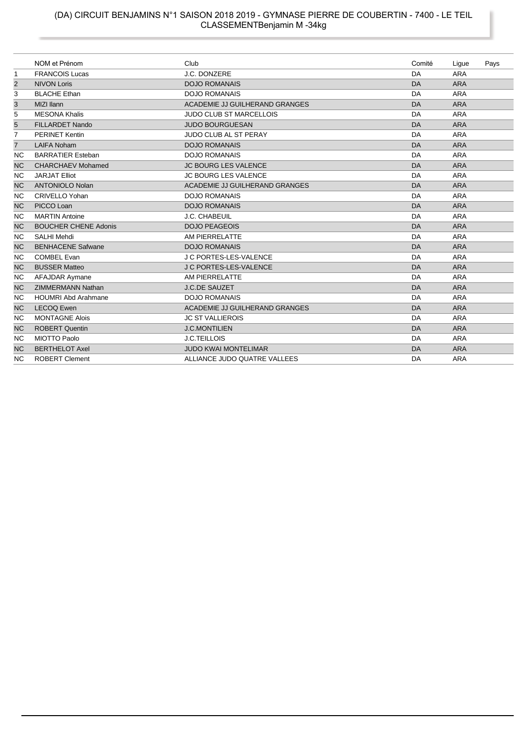# (DA) CIRCUIT BENJAMINS N°1 SAISON 2018 2019 - GYMNASE PIERRE DE COUBERTIN - 7400 - LE TEIL
## CLASSEMENTBenjamin M -34kg

| | NOM et Prénom | Club | Comité | Ligue | Pays |
|---|---|---|---|---|---|
| 1 | FRANCOIS Lucas | J.C. DONZERE | DA | ARA | |
| 2 | NIVON Loris | DOJO ROMANAIS | DA | ARA | |
| 3 | BLACHE Ethan | DOJO ROMANAIS | DA | ARA | |
| 3 | MIZI Ilann | ACADEMIE JJ GUILHERAND GRANGES | DA | ARA | |
| 5 | MESONA Khalis | JUDO CLUB ST MARCELLOIS | DA | ARA | |
| 5 | FILLARDET Nando | JUDO BOURGUESAN | DA | ARA | |
| 7 | PERINET Kentin | JUDO CLUB AL ST PERAY | DA | ARA | |
| 7 | LAIFA Noham | DOJO ROMANAIS | DA | ARA | |
| NC | BARRATIER Esteban | DOJO ROMANAIS | DA | ARA | |
| NC | CHARCHAEV Mohamed | JC BOURG LES VALENCE | DA | ARA | |
| NC | JARJAT Elliot | JC BOURG LES VALENCE | DA | ARA | |
| NC | ANTONIOLO Nolan | ACADEMIE JJ GUILHERAND GRANGES | DA | ARA | |
| NC | CRIVELLO Yohan | DOJO ROMANAIS | DA | ARA | |
| NC | PICCO Loan | DOJO ROMANAIS | DA | ARA | |
| NC | MARTIN Antoine | J.C. CHABEUIL | DA | ARA | |
| NC | BOUCHER CHENE Adonis | DOJO PEAGEOIS | DA | ARA | |
| NC | SALHI Mehdi | AM PIERRELATTE | DA | ARA | |
| NC | BENHACENE Safwane | DOJO ROMANAIS | DA | ARA | |
| NC | COMBEL Evan | J C PORTES-LES-VALENCE | DA | ARA | |
| NC | BUSSER Matteo | J C PORTES-LES-VALENCE | DA | ARA | |
| NC | AFAJDAR Aymane | AM PIERRELATTE | DA | ARA | |
| NC | ZIMMERMANN Nathan | J.C.DE SAUZET | DA | ARA | |
| NC | HOUMRI Abd Arahmane | DOJO ROMANAIS | DA | ARA | |
| NC | LECOQ Ewen | ACADEMIE JJ GUILHERAND GRANGES | DA | ARA | |
| NC | MONTAGNE Alois | JC ST VALLIEROIS | DA | ARA | |
| NC | ROBERT Quentin | J.C.MONTILIEN | DA | ARA | |
| NC | MIOTTO Paolo | J.C.TEILLOIS | DA | ARA | |
| NC | BERTHELOT Axel | JUDO KWAI MONTELIMAR | DA | ARA | |
| NC | ROBERT Clement | ALLIANCE JUDO QUATRE VALLEES | DA | ARA | |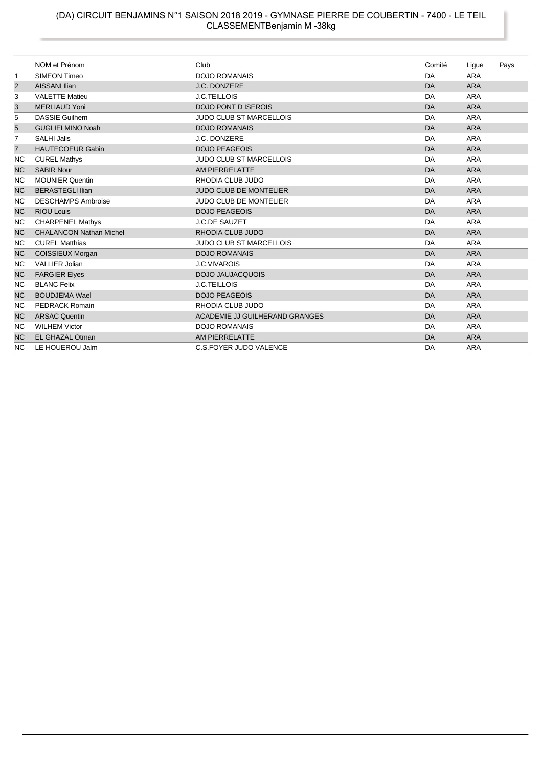# (DA) CIRCUIT BENJAMINS N°1 SAISON 2018 2019 - GYMNASE PIERRE DE COUBERTIN - 7400 - LE TEIL
## CLASSEMENTBenjamin M -38kg

| | NOM et Prénom | Club | Comité | Ligue | Pays |
|---|---|---|---|---|---|
| 1 | SIMEON Timeo | DOJO ROMANAIS | DA | ARA | |
| 2 | AISSANI Ilian | J.C. DONZERE | DA | ARA | |
| 3 | VALETTE Matieu | J.C.TEILLOIS | DA | ARA | |
| 3 | MERLIAUD Yoni | DOJO PONT D ISEROIS | DA | ARA | |
| 5 | DASSIE Guilhem | JUDO CLUB ST MARCELLOIS | DA | ARA | |
| 5 | GUGLIELMINO Noah | DOJO ROMANAIS | DA | ARA | |
| 7 | SALHI Jalis | J.C. DONZERE | DA | ARA | |
| 7 | HAUTECOEUR Gabin | DOJO PEAGEOIS | DA | ARA | |
| NC | CUREL Mathys | JUDO CLUB ST MARCELLOIS | DA | ARA | |
| NC | SABIR Nour | AM PIERRELATTE | DA | ARA | |
| NC | MOUNIER Quentin | RHODIA CLUB JUDO | DA | ARA | |
| NC | BERASTEGLI Ilian | JUDO CLUB DE MONTELIER | DA | ARA | |
| NC | DESCHAMPS Ambroise | JUDO CLUB DE MONTELIER | DA | ARA | |
| NC | RIOU Louis | DOJO PEAGEOIS | DA | ARA | |
| NC | CHARPENEL Mathys | J.C.DE SAUZET | DA | ARA | |
| NC | CHALANCON Nathan Michel | RHODIA CLUB JUDO | DA | ARA | |
| NC | CUREL Matthias | JUDO CLUB ST MARCELLOIS | DA | ARA | |
| NC | COISSIEUX Morgan | DOJO ROMANAIS | DA | ARA | |
| NC | VALLIER Jolian | J.C.VIVAROIS | DA | ARA | |
| NC | FARGIER Elyes | DOJO JAUJACQUOIS | DA | ARA | |
| NC | BLANC Felix | J.C.TEILLOIS | DA | ARA | |
| NC | BOUDJEMA Wael | DOJO PEAGEOIS | DA | ARA | |
| NC | PEDRACK Romain | RHODIA CLUB JUDO | DA | ARA | |
| NC | ARSAC Quentin | ACADEMIE JJ GUILHERAND GRANGES | DA | ARA | |
| NC | WILHEM Victor | DOJO ROMANAIS | DA | ARA | |
| NC | EL GHAZAL Otman | AM PIERRELATTE | DA | ARA | |
| NC | LE HOUEROU Jalm | C.S.FOYER JUDO VALENCE | DA | ARA | |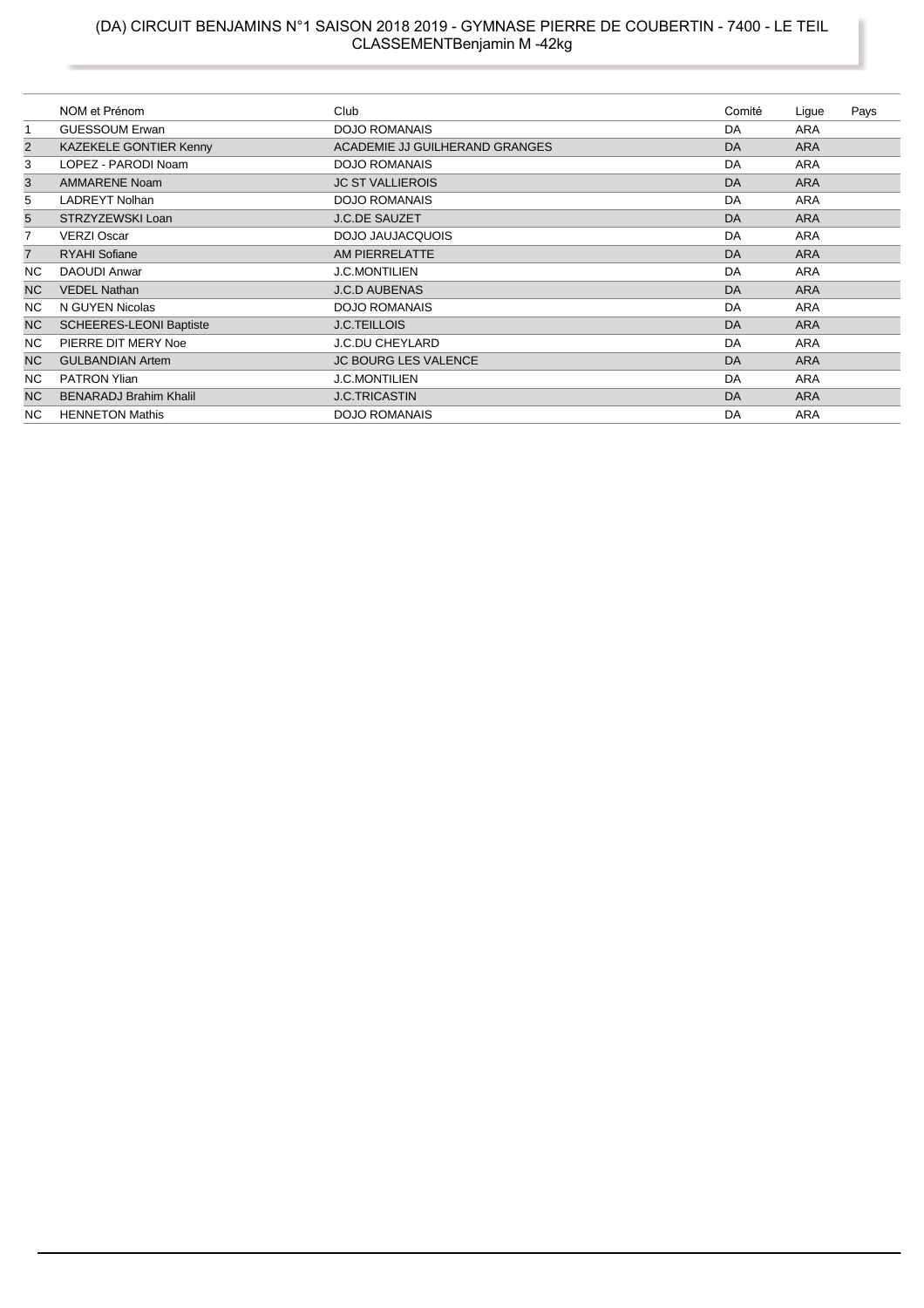# (DA) CIRCUIT BENJAMINS N°1 SAISON 2018 2019 - GYMNASE PIERRE DE COUBERTIN - 7400 - LE TEIL
## CLASSEMENTBenjamin M -42kg

| | NOM et Prénom | Club | Comité | Ligue | Pays |
|---|---|---|---|---|---|
| 1 | GUESSOUM Erwan | DOJO ROMANAIS | DA | ARA | |
| 2 | KAZEKELE GONTIER Kenny | ACADEMIE JJ GUILHERAND GRANGES | DA | ARA | |
| 3 | LOPEZ - PARODI Noam | DOJO ROMANAIS | DA | ARA | |
| 3 | AMMARENE Noam | JC ST VALLIEROIS | DA | ARA | |
| 5 | LADREYT Nolhan | DOJO ROMANAIS | DA | ARA | |
| 5 | STRZYZEWSKI Loan | J.C.DE SAUZET | DA | ARA | |
| 7 | VERZI Oscar | DOJO JAUJACQUOIS | DA | ARA | |
| 7 | RYAHI Sofiane | AM PIERRELATTE | DA | ARA | |
| NC | DAOUDI Anwar | J.C.MONTILIEN | DA | ARA | |
| NC | VEDEL Nathan | J.C.D AUBENAS | DA | ARA | |
| NC | N GUYEN Nicolas | DOJO ROMANAIS | DA | ARA | |
| NC | SCHEERES-LEONI Baptiste | J.C.TEILLOIS | DA | ARA | |
| NC | PIERRE DIT MERY Noe | J.C.DU CHEYLARD | DA | ARA | |
| NC | GULBANDIAN Artem | JC BOURG LES VALENCE | DA | ARA | |
| NC | PATRON Ylian | J.C.MONTILIEN | DA | ARA | |
| NC | BENARADJ Brahim Khalil | J.C.TRICASTIN | DA | ARA | |
| NC | HENNETON Mathis | DOJO ROMANAIS | DA | ARA | |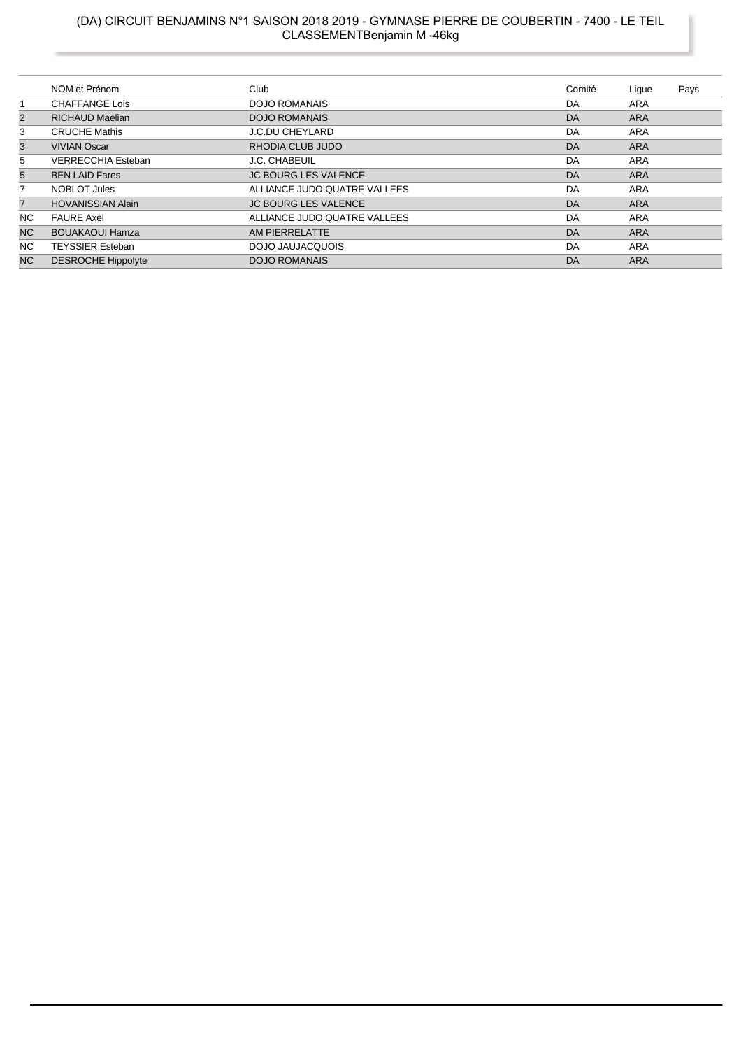# (DA) CIRCUIT BENJAMINS N°1 SAISON 2018 2019 - GYMNASE PIERRE DE COUBERTIN - 7400 - LE TEIL
## CLASSEMENTBenjamin M -46kg

| | NOM et Prénom | Club | Comité | Ligue | Pays |
|---|---|---|---|---|---|
| 1 | CHAFFANGE Lois | DOJO ROMANAIS | DA | ARA | |
| 2 | RICHAUD Maelian | DOJO ROMANAIS | DA | ARA | |
| 3 | CRUCHE Mathis | J.C.DU CHEYLARD | DA | ARA | |
| 3 | VIVIAN Oscar | RHODIA CLUB JUDO | DA | ARA | |
| 5 | VERRECCHIA Esteban | J.C. CHABEUIL | DA | ARA | |
| 5 | BEN LAID Fares | JC BOURG LES VALENCE | DA | ARA | |
| 7 | NOBLOT Jules | ALLIANCE JUDO QUATRE VALLEES | DA | ARA | |
| 7 | HOVANISSIAN Alain | JC BOURG LES VALENCE | DA | ARA | |
| NC | FAURE Axel | ALLIANCE JUDO QUATRE VALLEES | DA | ARA | |
| NC | BOUAKAOUI Hamza | AM PIERRELATTE | DA | ARA | |
| NC | TEYSSIER Esteban | DOJO JAUJACQUOIS | DA | ARA | |
| NC | DESROCHE Hippolyte | DOJO ROMANAIS | DA | ARA | |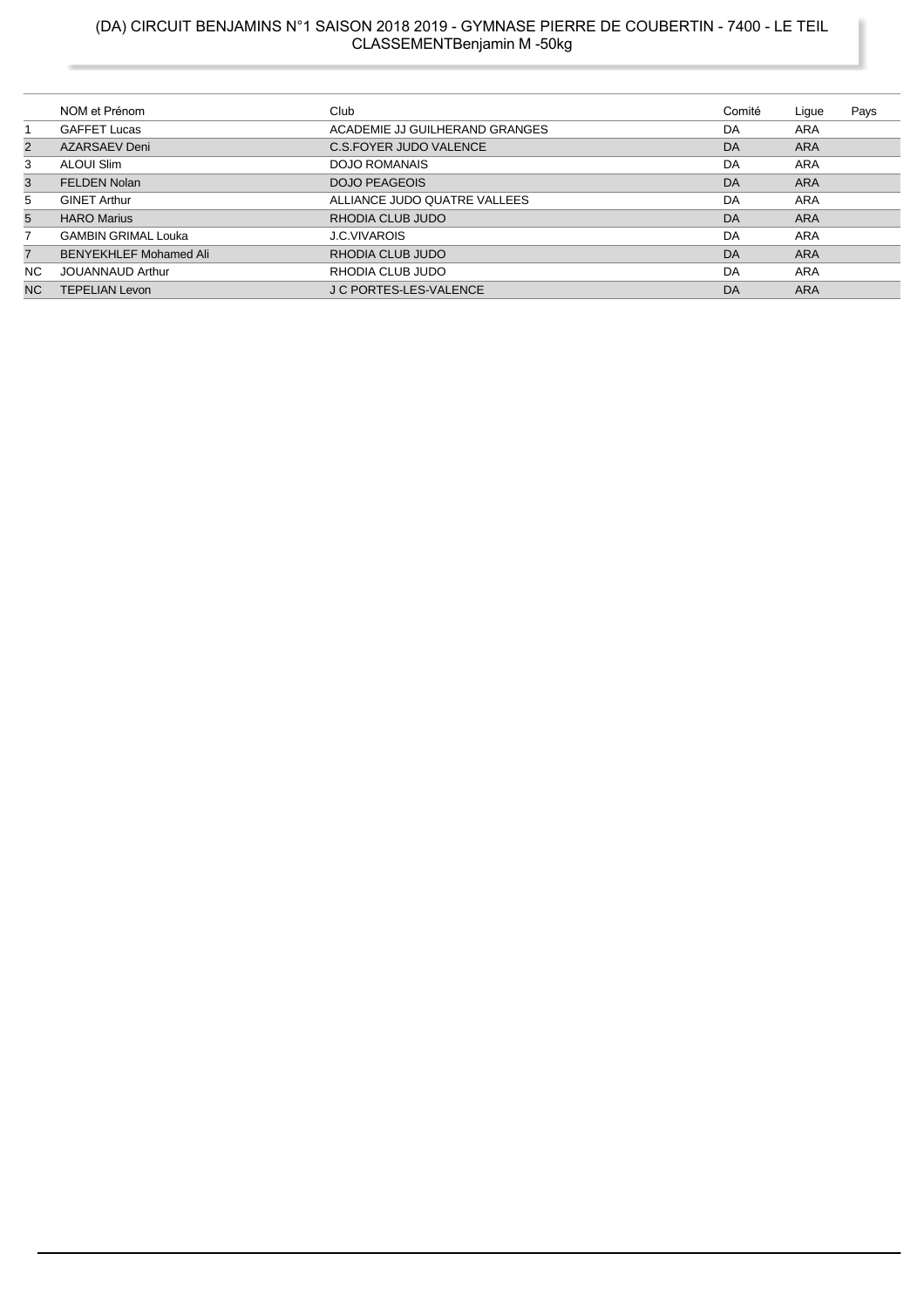# (DA) CIRCUIT BENJAMINS N°1 SAISON 2018 2019 - GYMNASE PIERRE DE COUBERTIN - 7400 - LE TEIL CLASSEMENTBenjamin M -50kg

| | NOM et Prénom | Club | Comité | Ligue | Pays |
|---|---|---|---|---|---|
| 1 | GAFFET Lucas | ACADEMIE JJ GUILHERAND GRANGES | DA | ARA | |
| 2 | AZARSAEV Deni | C.S.FOYER JUDO VALENCE | DA | ARA | |
| 3 | ALOUI Slim | DOJO ROMANAIS | DA | ARA | |
| 3 | FELDEN Nolan | DOJO PEAGEOIS | DA | ARA | |
| 5 | GINET Arthur | ALLIANCE JUDO QUATRE VALLEES | DA | ARA | |
| 5 | HARO Marius | RHODIA CLUB JUDO | DA | ARA | |
| 7 | GAMBIN GRIMAL Louka | J.C.VIVAROIS | DA | ARA | |
| 7 | BENYEKHLEF Mohamed Ali | RHODIA CLUB JUDO | DA | ARA | |
| NC | JOUANNAUD Arthur | RHODIA CLUB JUDO | DA | ARA | |
| NC | TEPELIAN Levon | J C PORTES-LES-VALENCE | DA | ARA | |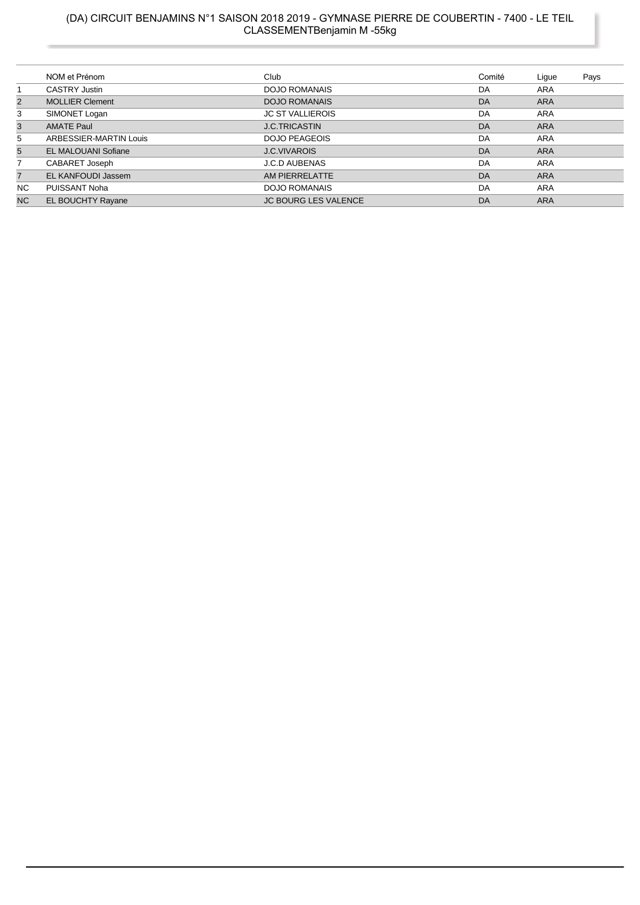# (DA) CIRCUIT BENJAMINS N°1 SAISON 2018 2019 - GYMNASE PIERRE DE COUBERTIN - 7400 - LE TEIL
## CLASSEMENTBenjamin M -55kg

| | NOM et Prénom | Club | Comité | Ligue | Pays |
|---|---|---|---|---|---|
| 1 | CASTRY Justin | DOJO ROMANAIS | DA | ARA | |
| 2 | MOLLIER Clement | DOJO ROMANAIS | DA | ARA | |
| 3 | SIMONET Logan | JC ST VALLIEROIS | DA | ARA | |
| 3 | AMATE Paul | J.C.TRICASTIN | DA | ARA | |
| 5 | ARBESSIER-MARTIN Louis | DOJO PEAGEOIS | DA | ARA | |
| 5 | EL MALOUANI Sofiane | J.C.VIVAROIS | DA | ARA | |
| 7 | CABARET Joseph | J.C.D AUBENAS | DA | ARA | |
| 7 | EL KANFOUDI Jassem | AM PIERRELATTE | DA | ARA | |
| NC | PUISSANT Noha | DOJO ROMANAIS | DA | ARA | |
| NC | EL BOUCHTY Rayane | JC BOURG LES VALENCE | DA | ARA | |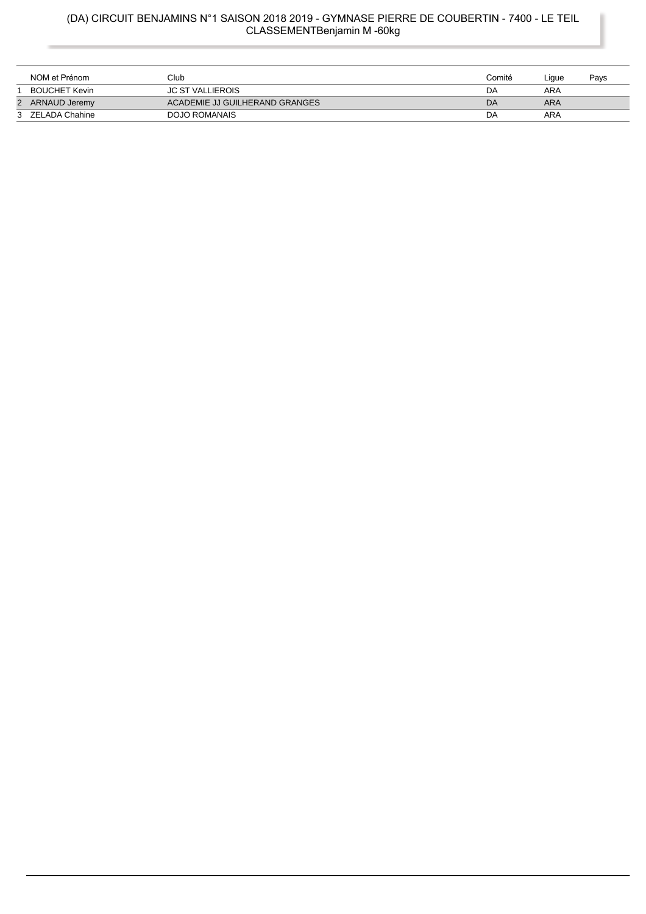# (DA) CIRCUIT BENJAMINS N°1 SAISON 2018 2019 - GYMNASE PIERRE DE COUBERTIN - 7400 - LE TEIL
## CLASSEMENTBenjamin M -60kg

| | NOM et Prénom | Club | Comité | Ligue | Pays |
|---|---|---|---|---|---|
| 1 | BOUCHET Kevin | JC ST VALLIEROIS | DA | ARA | |
| 2 | ARNAUD Jeremy | ACADEMIE JJ GUILHERAND GRANGES | DA | ARA | |
| 3 | ZELADA Chahine | DOJO ROMANAIS | DA | ARA | |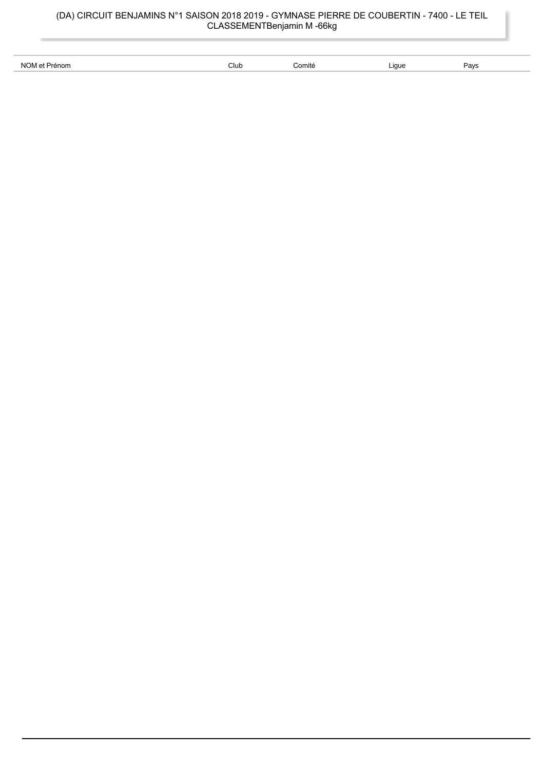(DA) CIRCUIT BENJAMINS N°1 SAISON 2018 2019 - GYMNASE PIERRE DE COUBERTIN - 7400 - LE TEIL
CLASSEMENTBenjamin M -66kg

| NOM et Prénom | Club | Comité | Ligue | Pays |
| --- | --- | --- | --- | --- |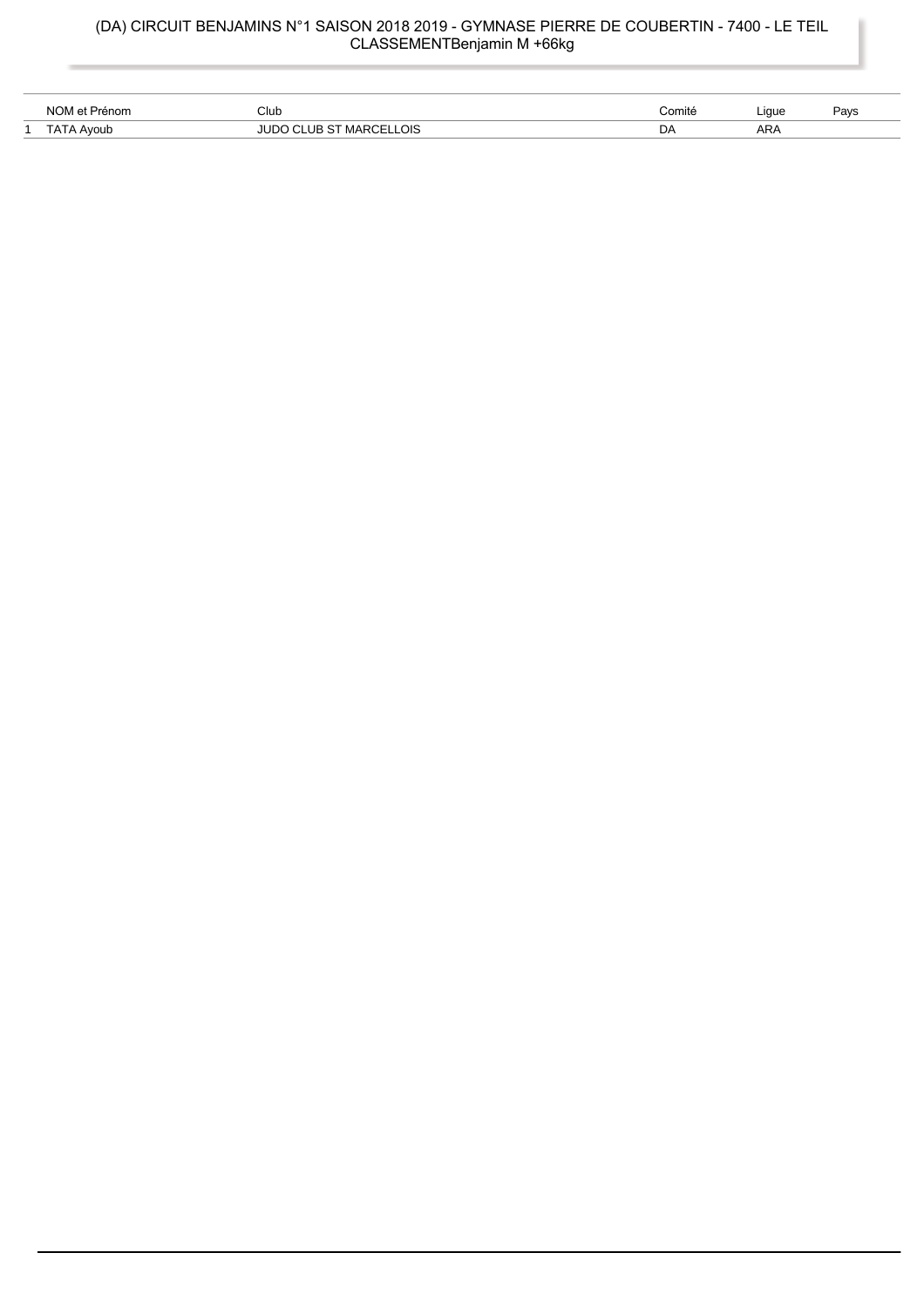(DA) CIRCUIT BENJAMINS N°1 SAISON 2018 2019 - GYMNASE PIERRE DE COUBERTIN - 7400 - LE TEIL
CLASSEMENTBenjamin M +66kg

| | NOM et Prénom | Club | Comité | Ligue | Pays |
|---|---|---|---|---|---|
| 1 | TATA Ayoub | JUDO CLUB ST MARCELLOIS | DA | ARA | |